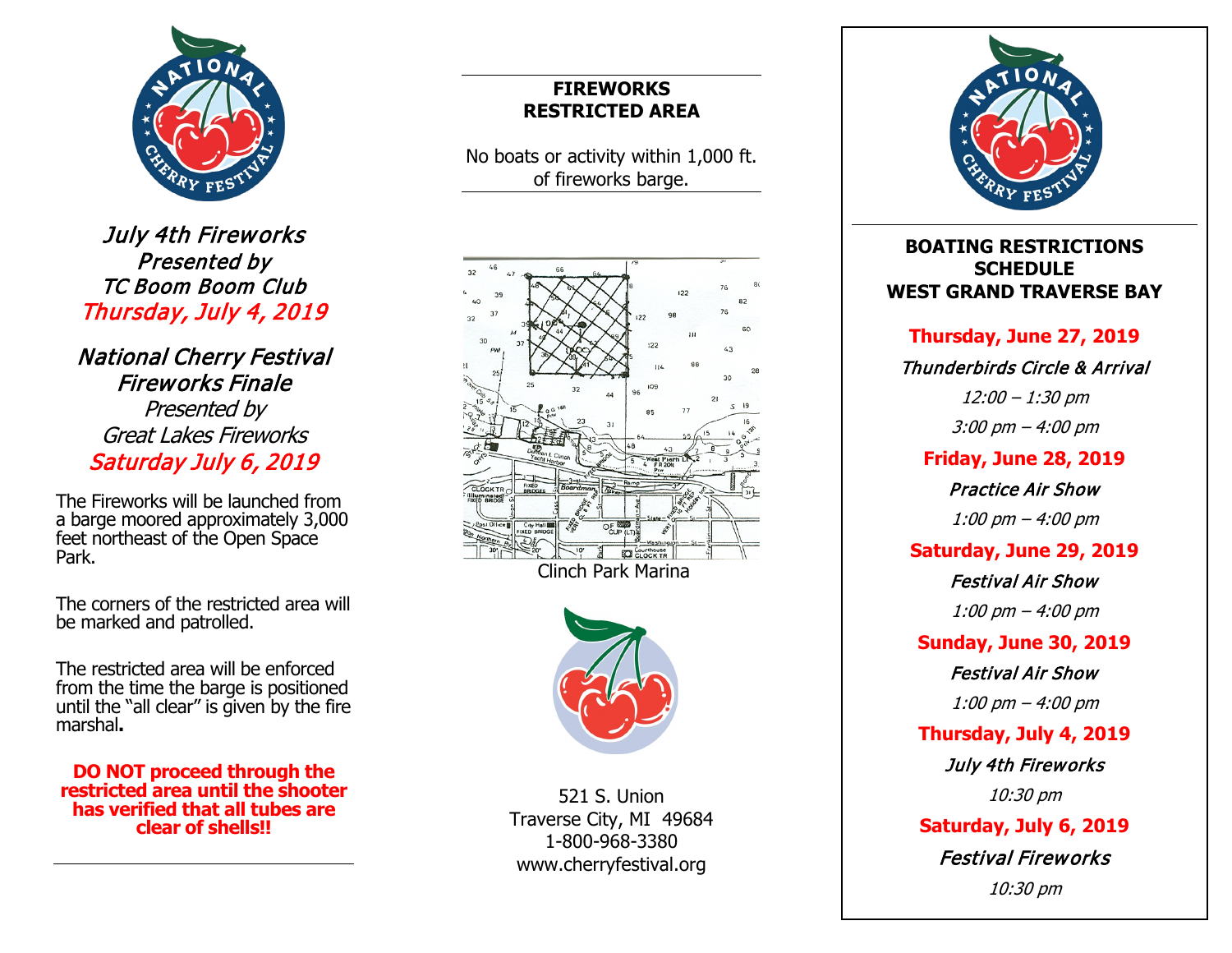*July 4th Fireworks*
*Presented by*
*TC Boom Boom Club*
*Thursday, July 4, 2019*

*National Cherry Festival*
*Fireworks Finale*
*Presented by*
*Great Lakes Fireworks*
*Saturday July 6, 2019*

The Fireworks will be launched from a barge moored approximately 3,000 feet northeast of the Open Space Park.

The corners of the restricted area will be marked and patrolled.

The restricted area will be enforced from the time the barge is positioned until the "all clear" is given by the fire marshal**.**

**DO NOT proceed through the restricted area until the shooter has verified that all tubes are clear of shells!!**

## FIREWORKS RESTRICTED AREA

No boats or activity within 1,000 ft. of fireworks barge.

Clinch Park Marina

521 S. Union
Traverse City, MI 49684
1-800-968-3380
www.cherryfestival.org

## BOATING RESTRICTIONS SCHEDULE WEST GRAND TRAVERSE BAY

**Thursday, June 27, 2019**

*Thunderbirds Circle & Arrival*

*12:00 – 1:30 pm*

*3:00 pm – 4:00 pm*

**Friday, June 28, 2019**

*Practice Air Show*

*1:00 pm – 4:00 pm*

**Saturday, June 29, 2019**

*Festival Air Show*

*1:00 pm – 4:00 pm*

**Sunday, June 30, 2019**

*Festival Air Show*

*1:00 pm – 4:00 pm*

**Thursday, July 4, 2019**

*July 4th Fireworks*

*10:30 pm*

**Saturday, July 6, 2019**

*Festival Fireworks*

*10:30 pm*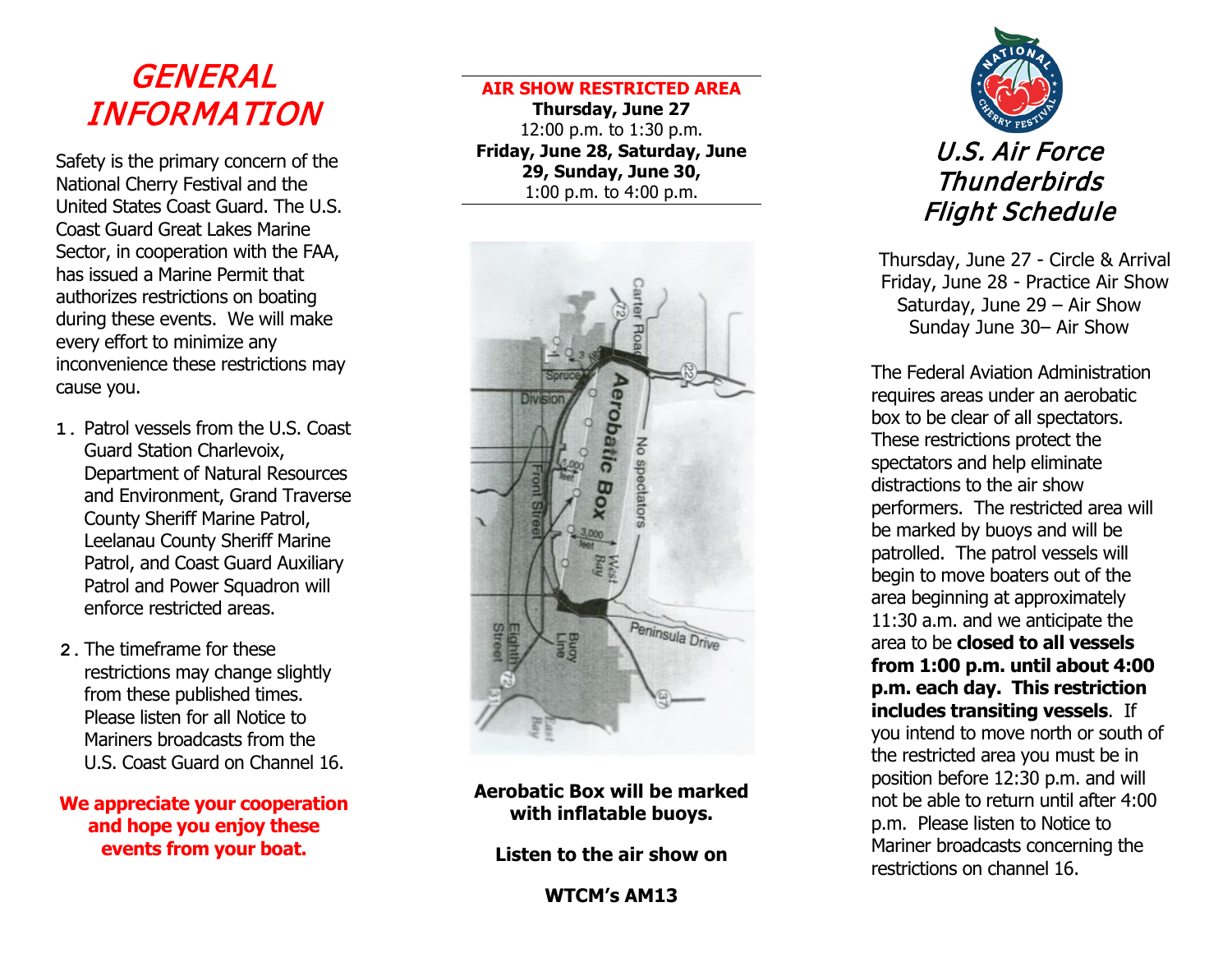# GENERAL INFORMATION

Safety is the primary concern of the National Cherry Festival and the United States Coast Guard. The U.S. Coast Guard Great Lakes Marine Sector, in cooperation with the FAA, has issued a Marine Permit that authorizes restrictions on boating during these events. We will make every effort to minimize any inconvenience these restrictions may cause you.

1. Patrol vessels from the U.S. Coast Guard Station Charlevoix, Department of Natural Resources and Environment, Grand Traverse County Sheriff Marine Patrol, Leelanau County Sheriff Marine Patrol, and Coast Guard Auxiliary Patrol and Power Squadron will enforce restricted areas.
2. The timeframe for these restrictions may change slightly from these published times. Please listen for all Notice to Mariners broadcasts from the U.S. Coast Guard on Channel 16.

**We appreciate your cooperation and hope you enjoy these events from your boat.**

**AIR SHOW RESTRICTED AREA**
**Thursday, June 27**
12:00 p.m. to 1:30 p.m.
**Friday, June 28, Saturday, June 29, Sunday, June 30,**
1:00 p.m. to 4:00 p.m.

Carter Road
72
22
Spruce
Division
Aerobatic Box
No spectators
1,000 feet
3,000 feet
Front Street
West Bay
Peninsula Drive
Eighth Street
Buoy Line
72
31
37
East Bay

**Aerobatic Box will be marked with inflatable buoys.**

**Listen to the air show on**

**WTCM's AM13**

NATIONAL CHERRY FESTIVAL

# U.S. Air Force Thunderbirds Flight Schedule

Thursday, June 27 - Circle & Arrival
Friday, June 28 - Practice Air Show
Saturday, June 29 – Air Show
Sunday June 30– Air Show

The Federal Aviation Administration requires areas under an aerobatic box to be clear of all spectators. These restrictions protect the spectators and help eliminate distractions to the air show performers. The restricted area will be marked by buoys and will be patrolled. The patrol vessels will begin to move boaters out of the area beginning at approximately 11:30 a.m. and we anticipate the area to be **closed to all vessels from 1:00 p.m. until about 4:00 p.m. each day. This restriction includes transiting vessels**. If you intend to move north or south of the restricted area you must be in position before 12:30 p.m. and will not be able to return until after 4:00 p.m. Please listen to Notice to Mariner broadcasts concerning the restrictions on channel 16.